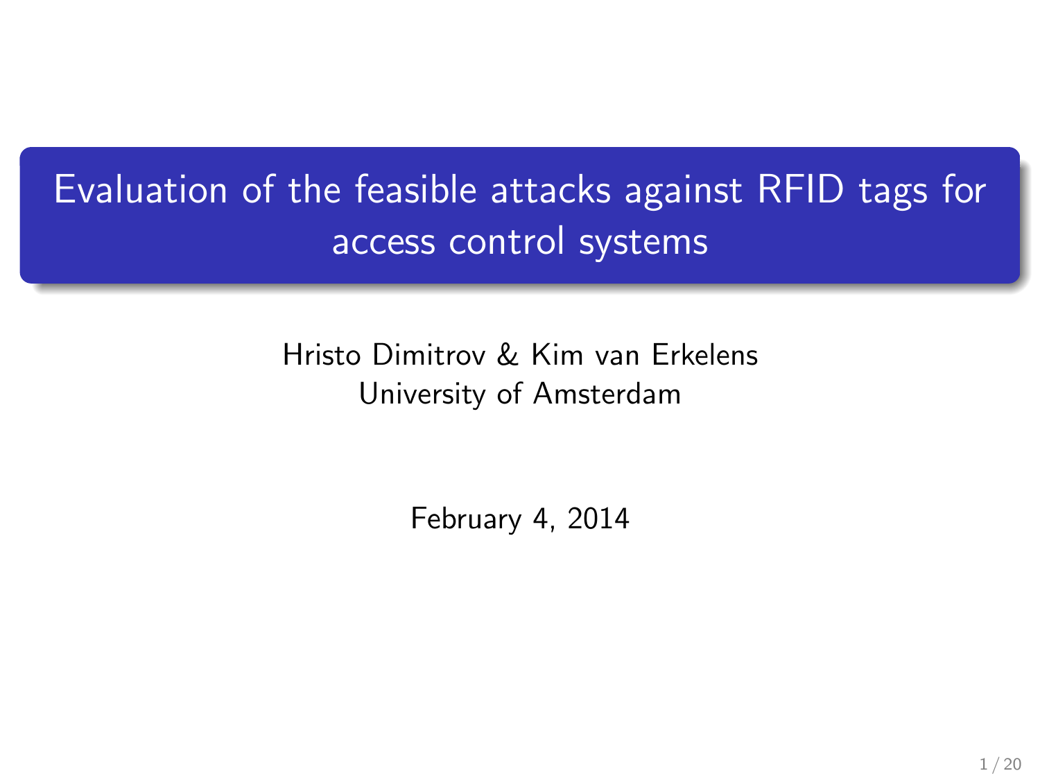# Evaluation of the feasible attacks against RFID tags for access control systems

Hristo Dimitrov & Kim van Erkelens
University of Amsterdam

February 4, 2014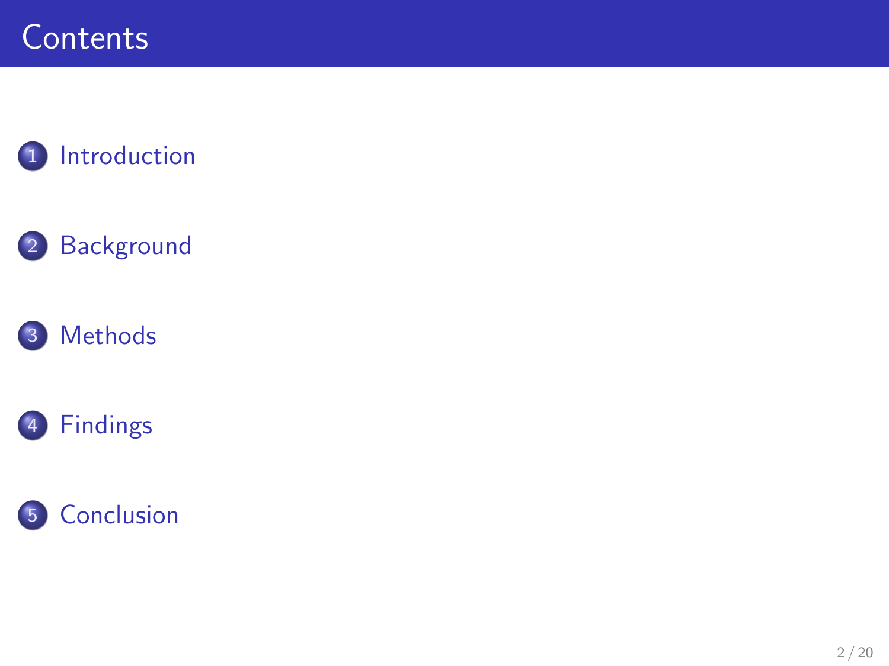# Contents

1. Introduction
2. Background
3. Methods
4. Findings
5. Conclusion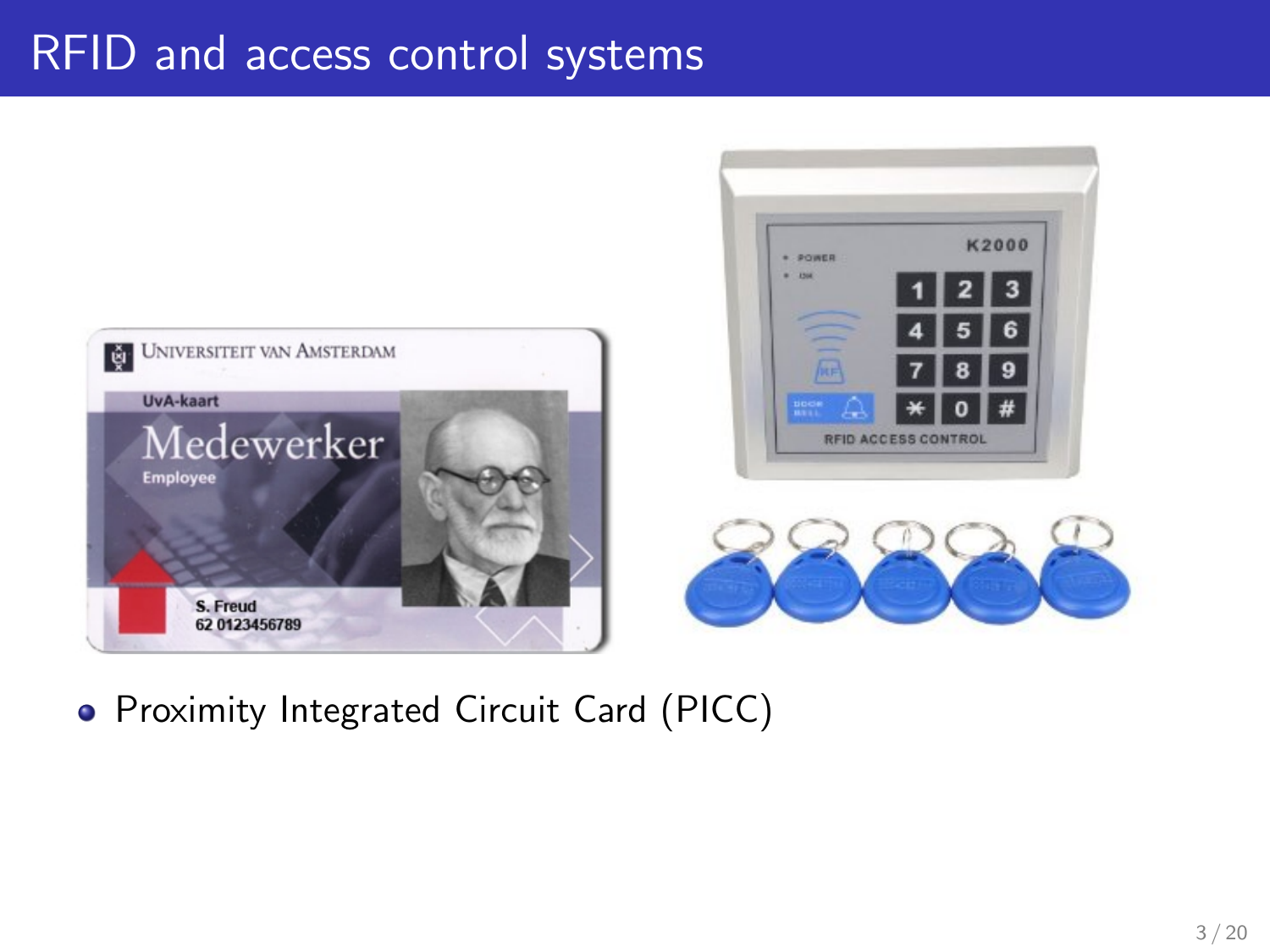# RFID and access control systems

- Proximity Integrated Circuit Card (PICC)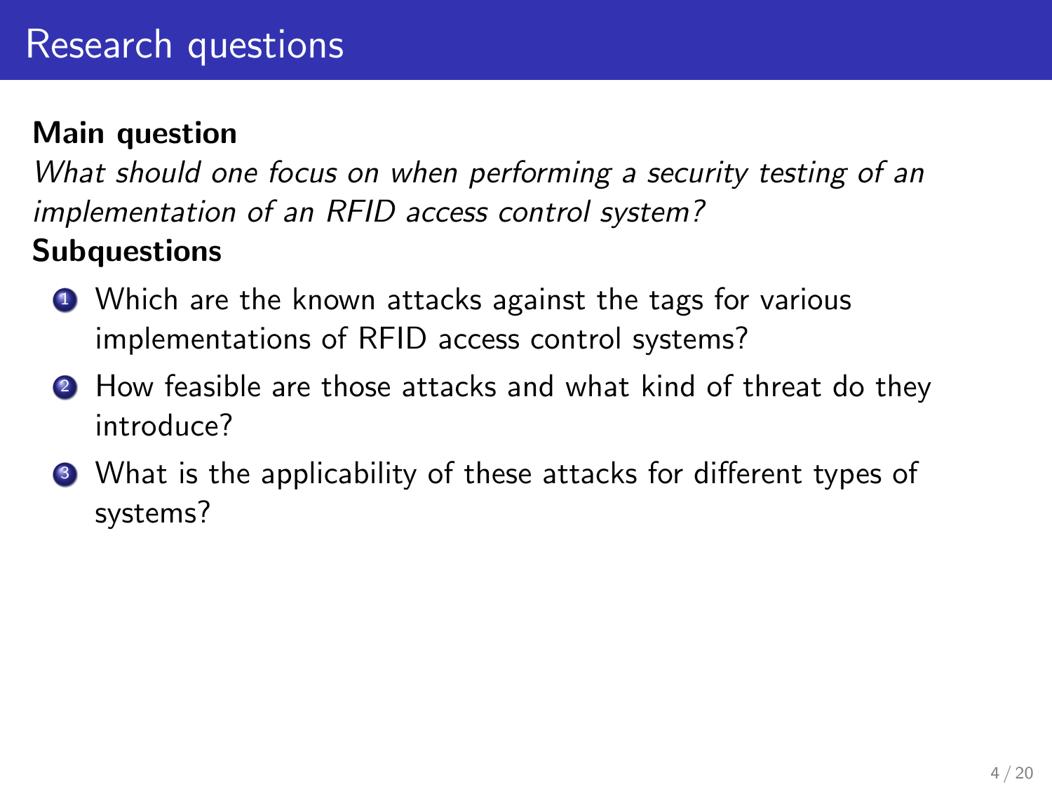# Research questions

**Main question**

*What should one focus on when performing a security testing of an implementation of an RFID access control system?*

**Subquestions**

1. Which are the known attacks against the tags for various implementations of RFID access control systems?
2. How feasible are those attacks and what kind of threat do they introduce?
3. What is the applicability of these attacks for different types of systems?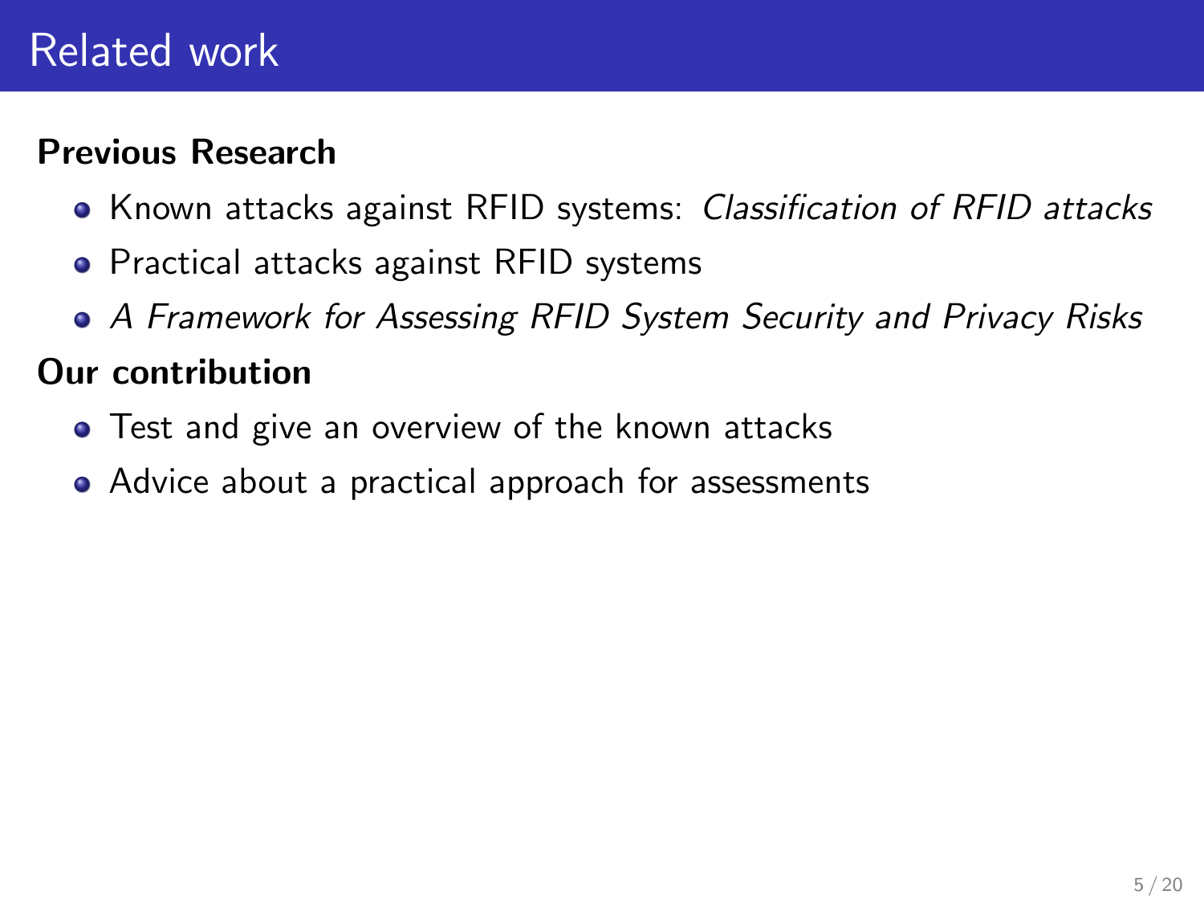# Related work

**Previous Research**

- Known attacks against RFID systems: *Classification of RFID attacks*
- Practical attacks against RFID systems
- *A Framework for Assessing RFID System Security and Privacy Risks*

**Our contribution**

- Test and give an overview of the known attacks
- Advice about a practical approach for assessments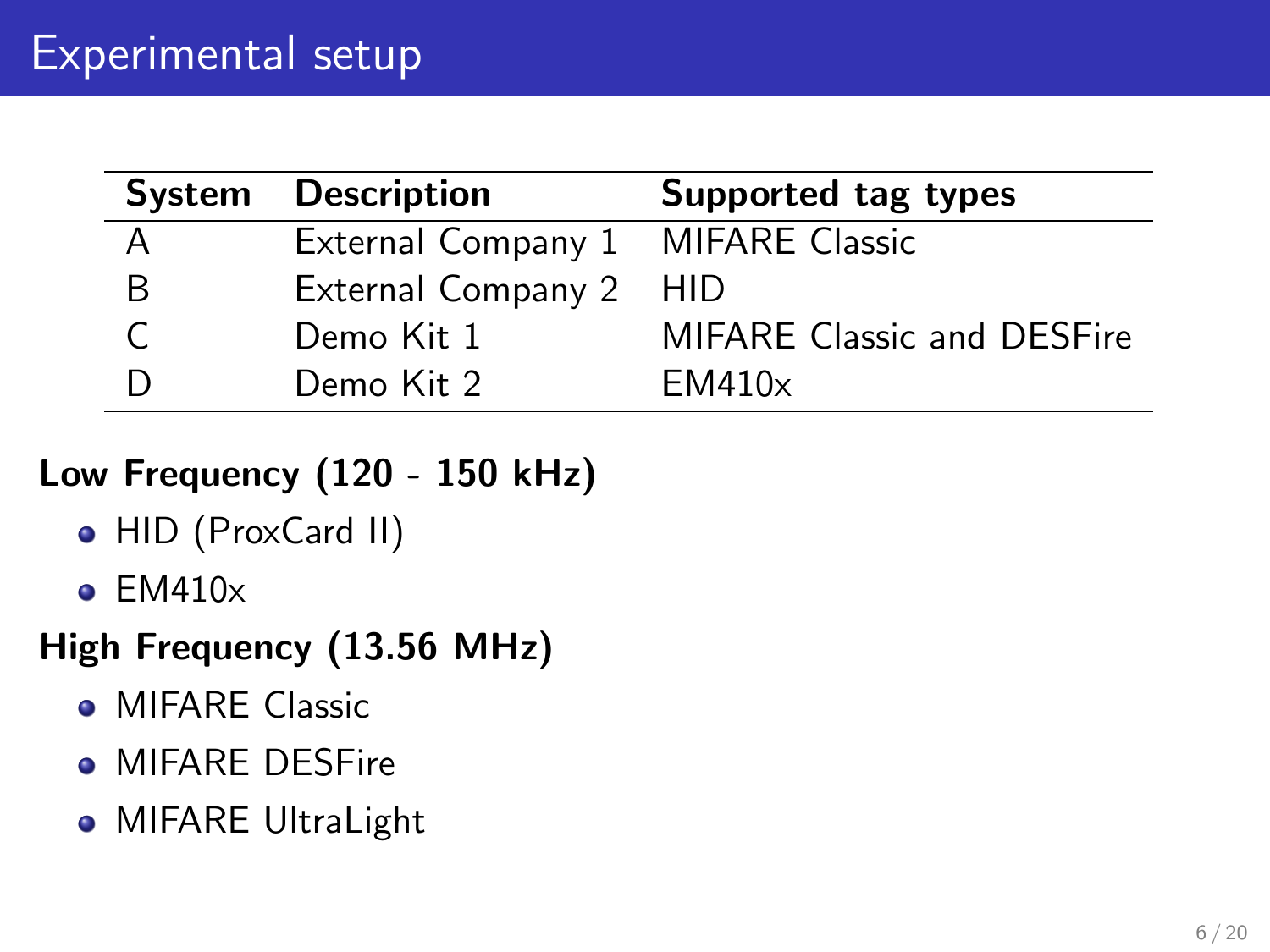# Experimental setup

| System | Description | Supported tag types |
|---|---|---|
| A | External Company 1 | MIFARE Classic |
| B | External Company 2 | HID |
| C | Demo Kit 1 | MIFARE Classic and DESFire |
| D | Demo Kit 2 | EM410x |

**Low Frequency (120 - 150 kHz)**

- HID (ProxCard II)
- EM410x

**High Frequency (13.56 MHz)**

- MIFARE Classic
- MIFARE DESFire
- MIFARE UltraLight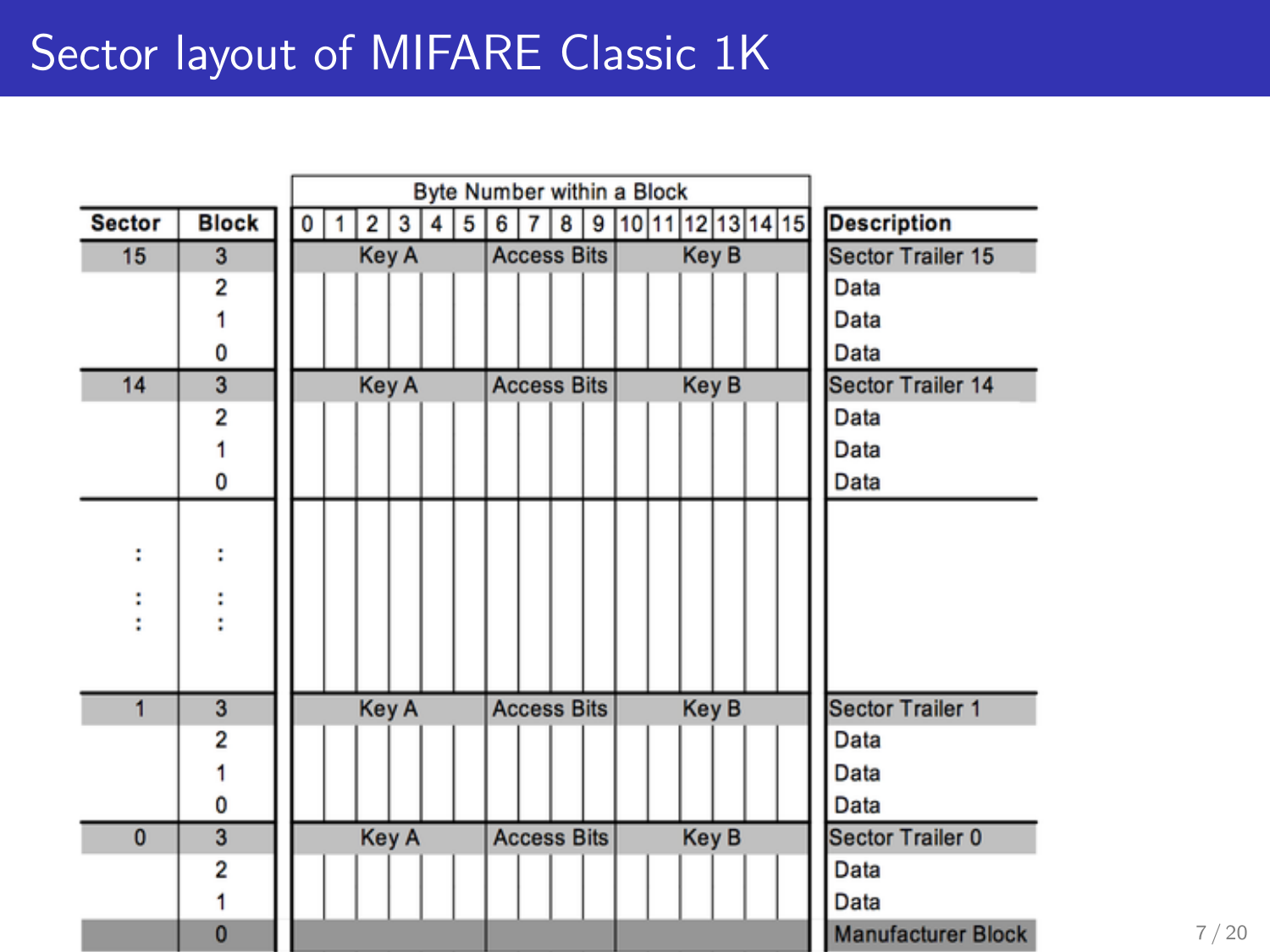# Sector layout of MIFARE Classic 1K

| Sector | Block | Byte Number within a Block (0–15) | | | Description |
|---|---|---|---|---|---|
| | | 0 1 2 3 4 5 | 6 7 8 9 | 10 11 12 13 14 15 | |
| 15 | 3 | Key A | Access Bits | Key B | Sector Trailer 15 |
| | 2 | | | | Data |
| | 1 | | | | Data |
| | 0 | | | | Data |
| 14 | 3 | Key A | Access Bits | Key B | Sector Trailer 14 |
| | 2 | | | | Data |
| | 1 | | | | Data |
| | 0 | | | | Data |
| : | : | | | | |
| : | : | | | | |
| : | : | | | | |
| 1 | 3 | Key A | Access Bits | Key B | Sector Trailer 1 |
| | 2 | | | | Data |
| | 1 | | | | Data |
| | 0 | | | | Data |
| 0 | 3 | Key A | Access Bits | Key B | Sector Trailer 0 |
| | 2 | | | | Data |
| | 1 | | | | Data |
| | 0 | | | | Manufacturer Block |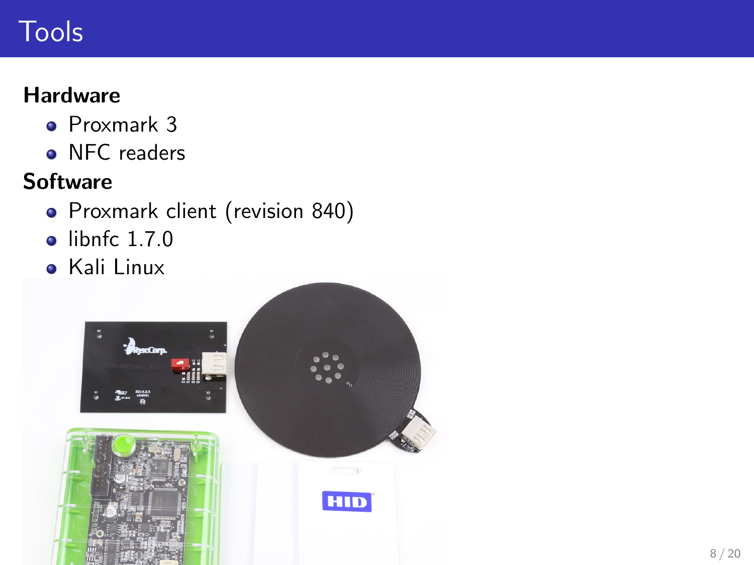# Tools

**Hardware**

- Proxmark 3
- NFC readers

**Software**

- Proxmark client (revision 840)
- libnfc 1.7.0
- Kali Linux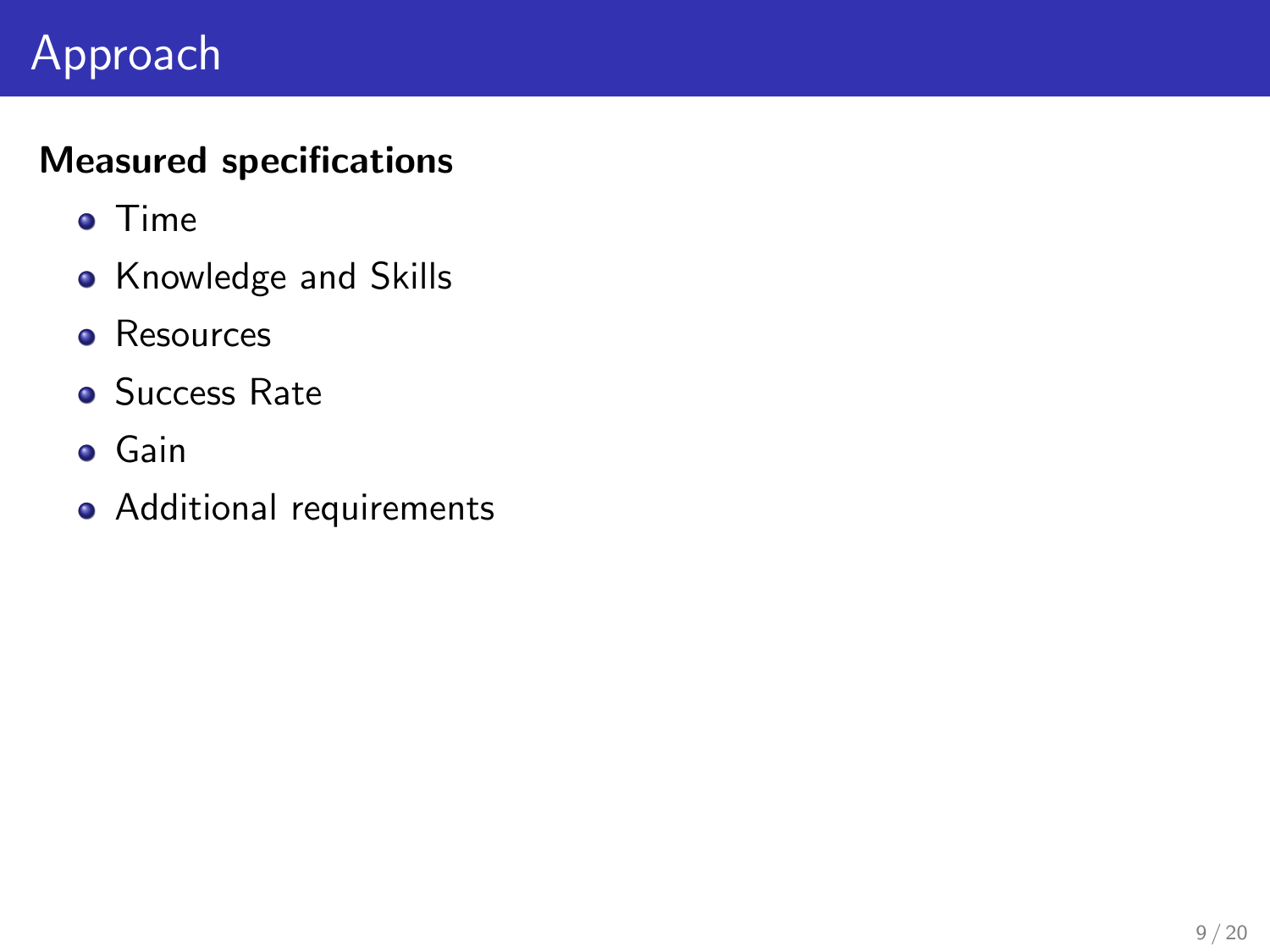# Approach

**Measured specifications**

- Time
- Knowledge and Skills
- Resources
- Success Rate
- Gain
- Additional requirements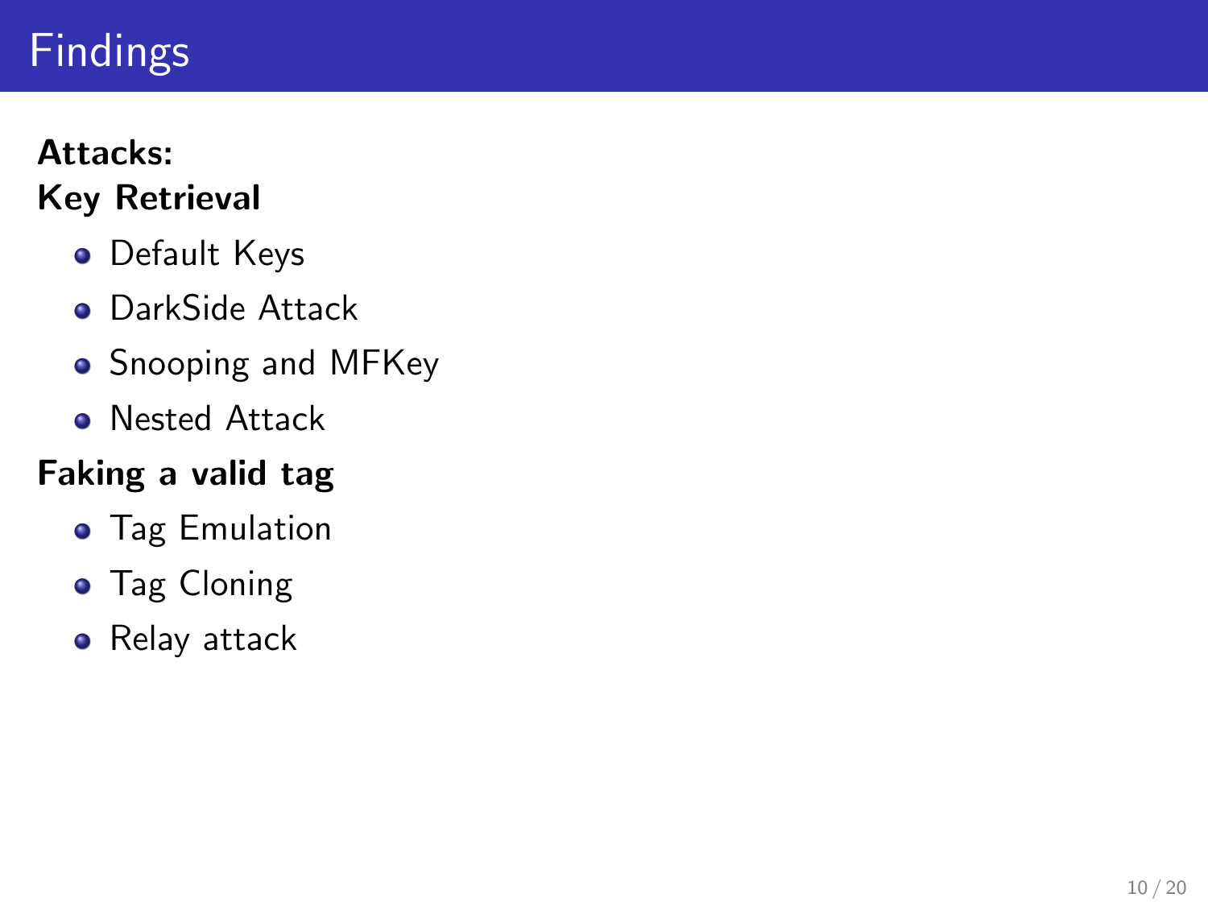# Findings

**Attacks:**

**Key Retrieval**

- Default Keys
- DarkSide Attack
- Snooping and MFKey
- Nested Attack

**Faking a valid tag**

- Tag Emulation
- Tag Cloning
- Relay attack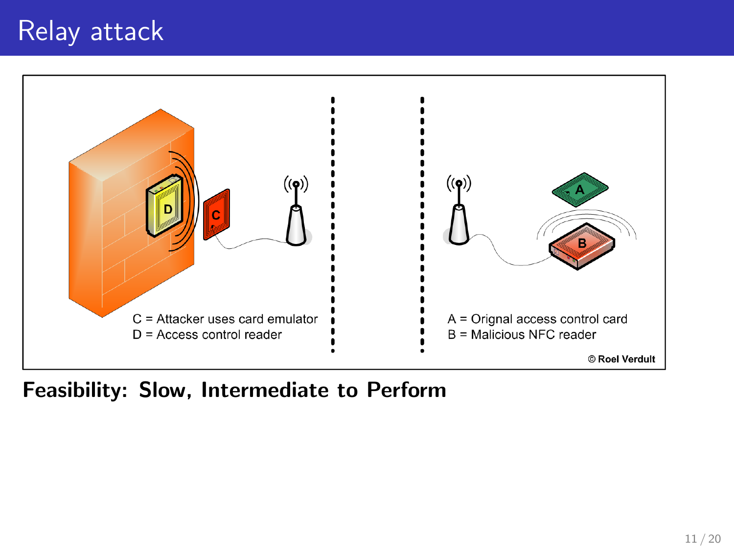# Relay attack

C = Attacker uses card emulator
D = Access control reader

A = Orignal access control card
B = Malicious NFC reader

© Roel Verdult

**Feasibility: Slow, Intermediate to Perform**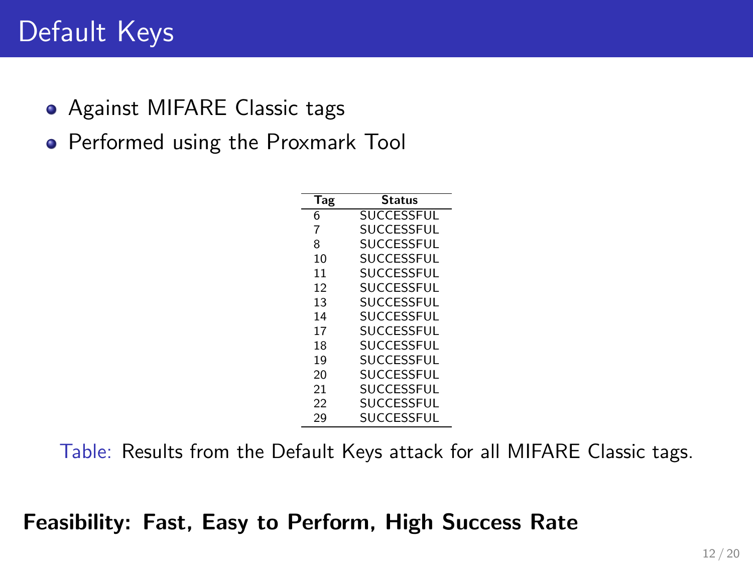# Default Keys

- Against MIFARE Classic tags
- Performed using the Proxmark Tool

| Tag | Status |
|---|---|
| 6 | SUCCESSFUL |
| 7 | SUCCESSFUL |
| 8 | SUCCESSFUL |
| 10 | SUCCESSFUL |
| 11 | SUCCESSFUL |
| 12 | SUCCESSFUL |
| 13 | SUCCESSFUL |
| 14 | SUCCESSFUL |
| 17 | SUCCESSFUL |
| 18 | SUCCESSFUL |
| 19 | SUCCESSFUL |
| 20 | SUCCESSFUL |
| 21 | SUCCESSFUL |
| 22 | SUCCESSFUL |
| 29 | SUCCESSFUL |

Table: Results from the Default Keys attack for all MIFARE Classic tags.

**Feasibility: Fast, Easy to Perform, High Success Rate**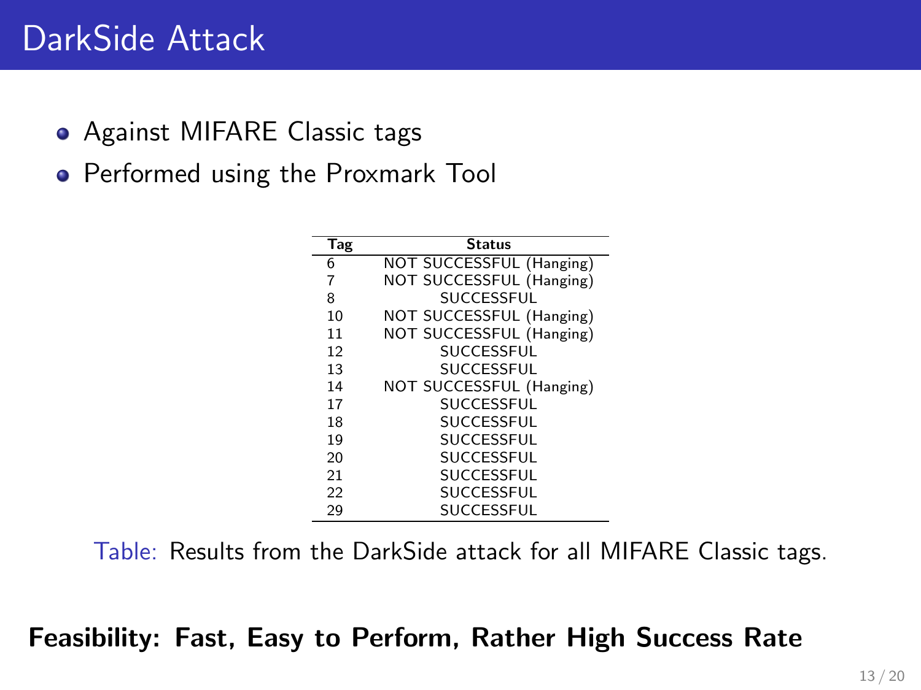# DarkSide Attack

- Against MIFARE Classic tags
- Performed using the Proxmark Tool

| Tag | Status |
|---|---|
| 6 | NOT SUCCESSFUL (Hanging) |
| 7 | NOT SUCCESSFUL (Hanging) |
| 8 | SUCCESSFUL |
| 10 | NOT SUCCESSFUL (Hanging) |
| 11 | NOT SUCCESSFUL (Hanging) |
| 12 | SUCCESSFUL |
| 13 | SUCCESSFUL |
| 14 | NOT SUCCESSFUL (Hanging) |
| 17 | SUCCESSFUL |
| 18 | SUCCESSFUL |
| 19 | SUCCESSFUL |
| 20 | SUCCESSFUL |
| 21 | SUCCESSFUL |
| 22 | SUCCESSFUL |
| 29 | SUCCESSFUL |

Table: Results from the DarkSide attack for all MIFARE Classic tags.

**Feasibility: Fast, Easy to Perform, Rather High Success Rate**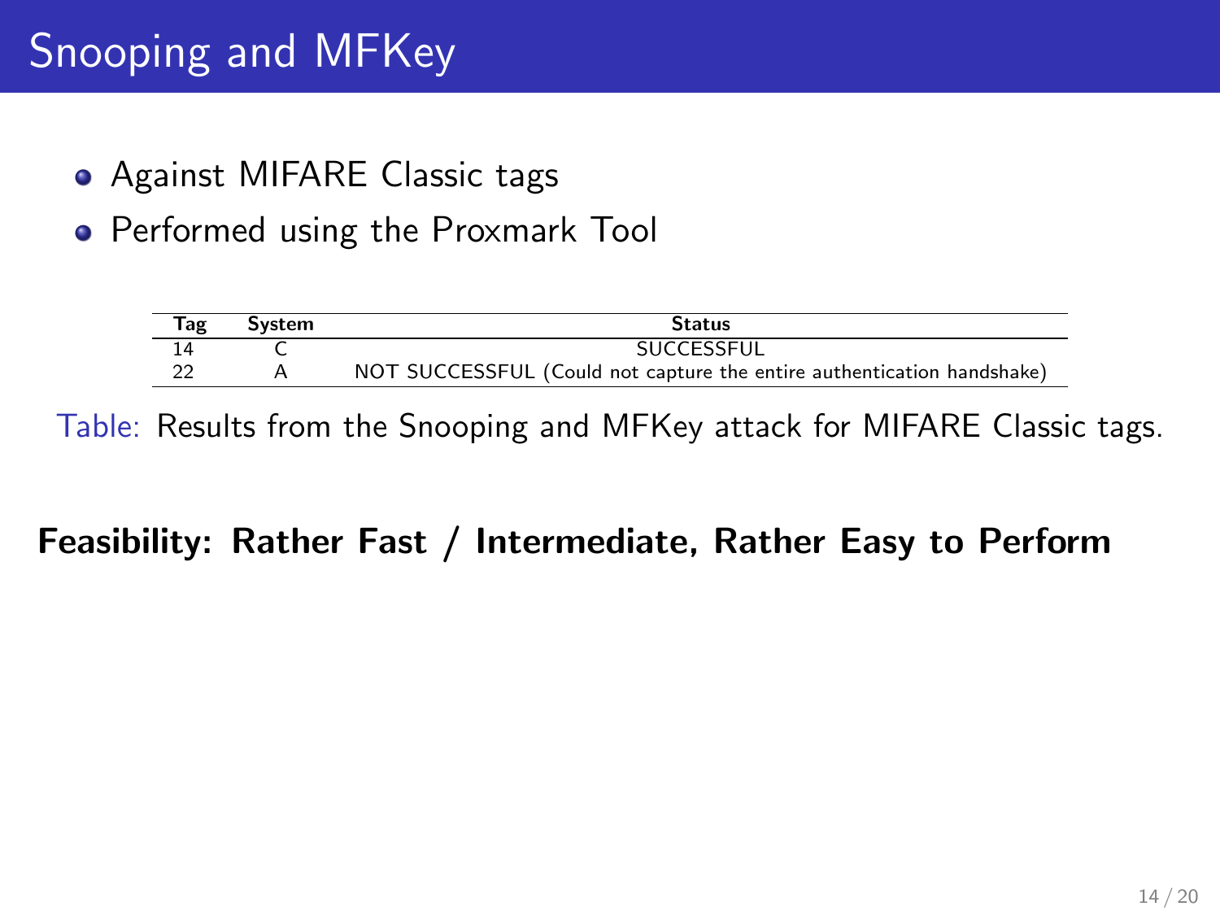# Snooping and MFKey

- Against MIFARE Classic tags
- Performed using the Proxmark Tool

| Tag | System | Status |
|---|---|---|
| 14 | C | SUCCESSFUL |
| 22 | A | NOT SUCCESSFUL (Could not capture the entire authentication handshake) |

Table: Results from the Snooping and MFKey attack for MIFARE Classic tags.

**Feasibility: Rather Fast / Intermediate, Rather Easy to Perform**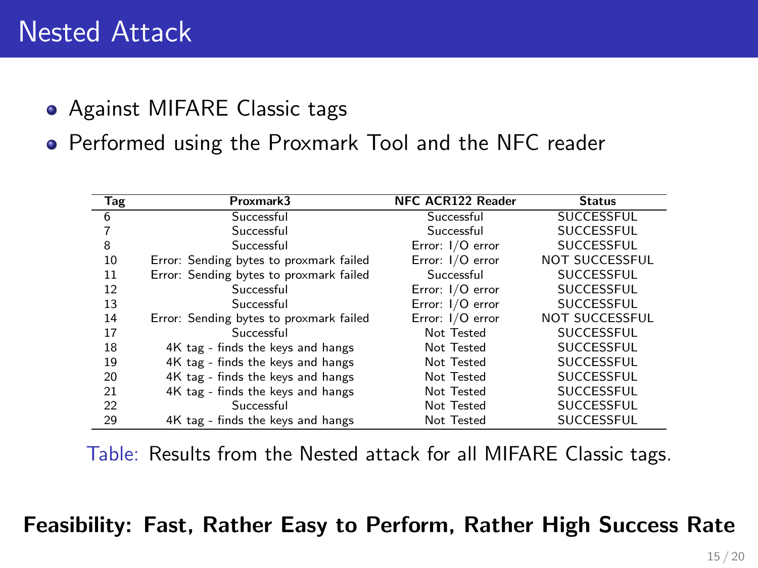# Nested Attack

- Against MIFARE Classic tags
- Performed using the Proxmark Tool and the NFC reader

| Tag | Proxmark3 | NFC ACR122 Reader | Status |
|---|---|---|---|
| 6 | Successful | Successful | SUCCESSFUL |
| 7 | Successful | Successful | SUCCESSFUL |
| 8 | Successful | Error: I/O error | SUCCESSFUL |
| 10 | Error: Sending bytes to proxmark failed | Error: I/O error | NOT SUCCESSFUL |
| 11 | Error: Sending bytes to proxmark failed | Successful | SUCCESSFUL |
| 12 | Successful | Error: I/O error | SUCCESSFUL |
| 13 | Successful | Error: I/O error | SUCCESSFUL |
| 14 | Error: Sending bytes to proxmark failed | Error: I/O error | NOT SUCCESSFUL |
| 17 | Successful | Not Tested | SUCCESSFUL |
| 18 | 4K tag - finds the keys and hangs | Not Tested | SUCCESSFUL |
| 19 | 4K tag - finds the keys and hangs | Not Tested | SUCCESSFUL |
| 20 | 4K tag - finds the keys and hangs | Not Tested | SUCCESSFUL |
| 21 | 4K tag - finds the keys and hangs | Not Tested | SUCCESSFUL |
| 22 | Successful | Not Tested | SUCCESSFUL |
| 29 | 4K tag - finds the keys and hangs | Not Tested | SUCCESSFUL |

Table: Results from the Nested attack for all MIFARE Classic tags.

**Feasibility: Fast, Rather Easy to Perform, Rather High Success Rate**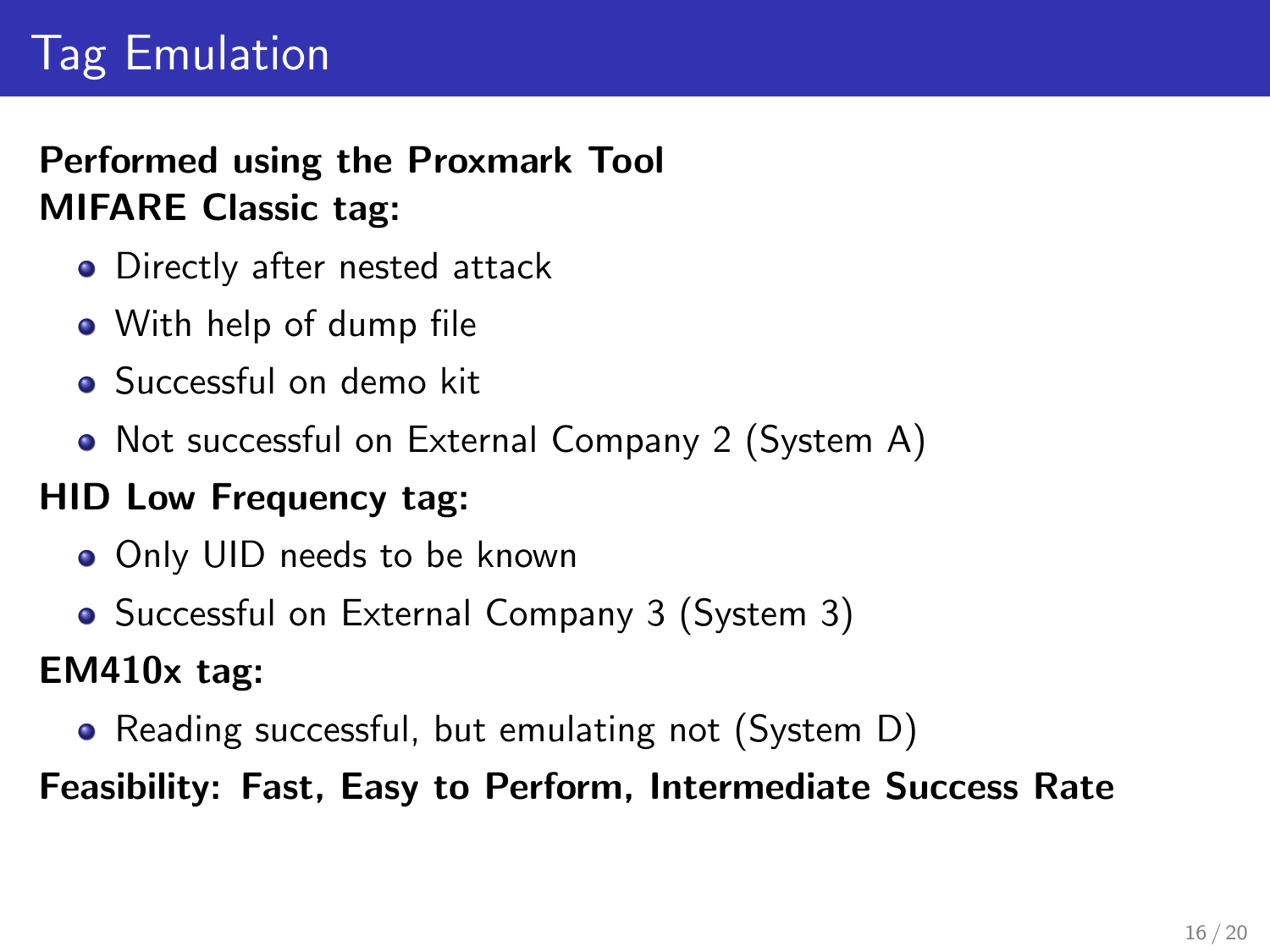# Tag Emulation

**Performed using the Proxmark Tool**
**MIFARE Classic tag:**

- Directly after nested attack
- With help of dump file
- Successful on demo kit
- Not successful on External Company 2 (System A)

**HID Low Frequency tag:**

- Only UID needs to be known
- Successful on External Company 3 (System 3)

**EM410x tag:**

- Reading successful, but emulating not (System D)

**Feasibility: Fast, Easy to Perform, Intermediate Success Rate**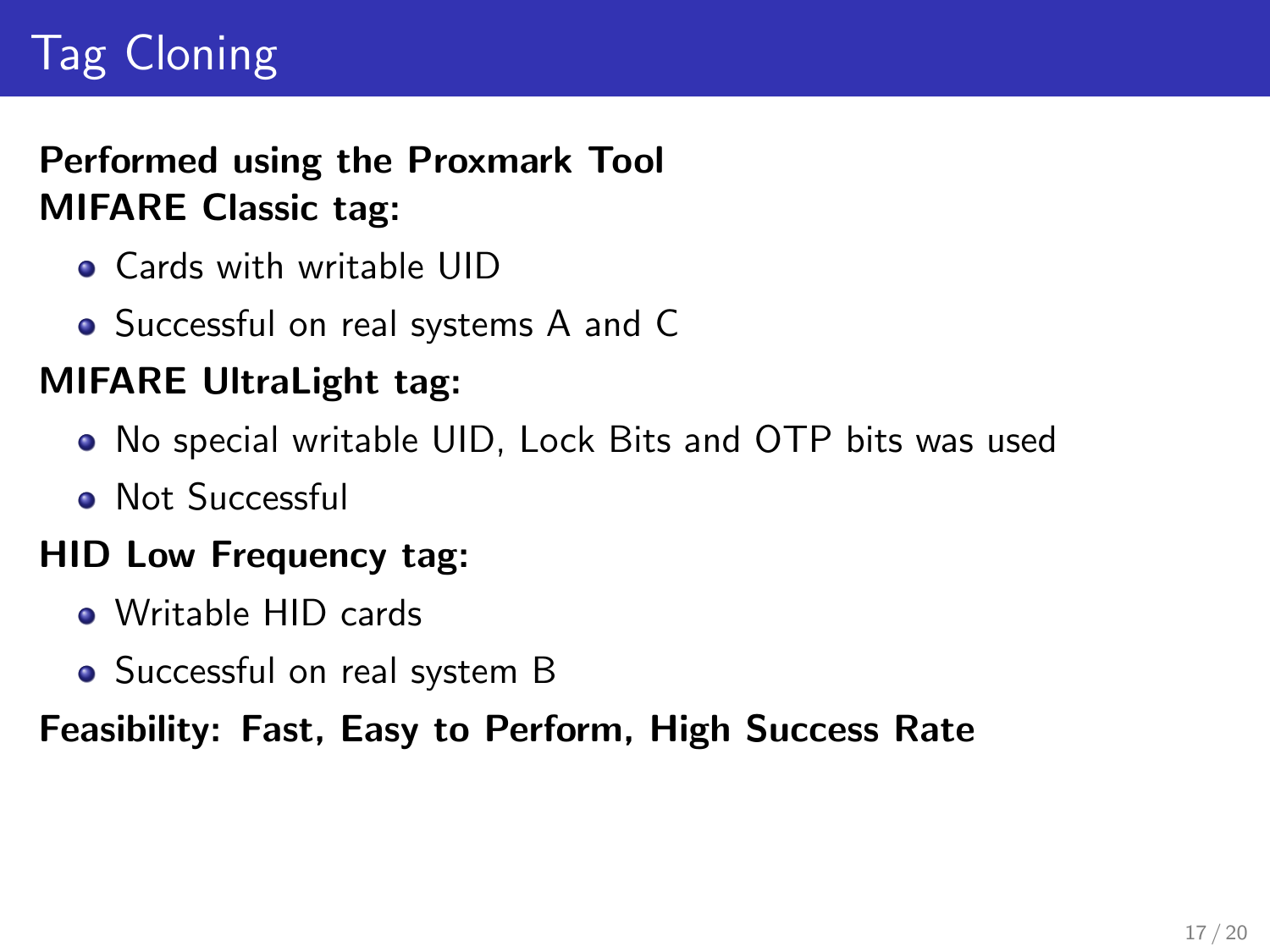# Tag Cloning

**Performed using the Proxmark Tool**

**MIFARE Classic tag:**

- Cards with writable UID
- Successful on real systems A and C

**MIFARE UltraLight tag:**

- No special writable UID, Lock Bits and OTP bits was used
- Not Successful

**HID Low Frequency tag:**

- Writable HID cards
- Successful on real system B

**Feasibility: Fast, Easy to Perform, High Success Rate**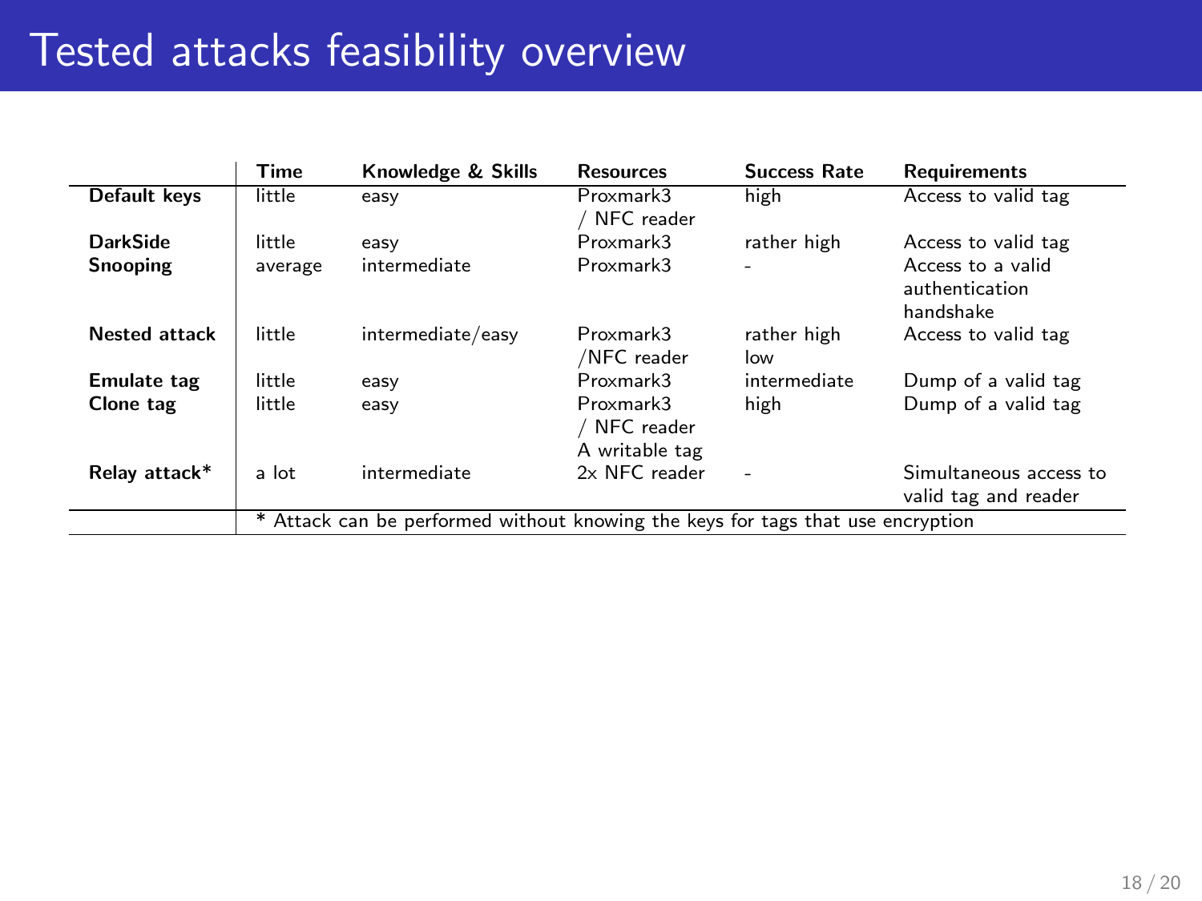# Tested attacks feasibility overview

| | Time | Knowledge & Skills | Resources | Success Rate | Requirements |
|---|---|---|---|---|---|
| **Default keys** | little | easy | Proxmark3 / NFC reader | high | Access to valid tag |
| **DarkSide** | little | easy | Proxmark3 | rather high | Access to valid tag |
| **Snooping** | average | intermediate | Proxmark3 | - | Access to a valid authentication handshake |
| **Nested attack** | little | intermediate/easy | Proxmark3 /NFC reader | rather high low | Access to valid tag |
| **Emulate tag** | little | easy | Proxmark3 | intermediate | Dump of a valid tag |
| **Clone tag** | little | easy | Proxmark3 / NFC reader A writable tag | high | Dump of a valid tag |
| **Relay attack*** | a lot | intermediate | 2x NFC reader | - | Simultaneous access to valid tag and reader |

\* Attack can be performed without knowing the keys for tags that use encryption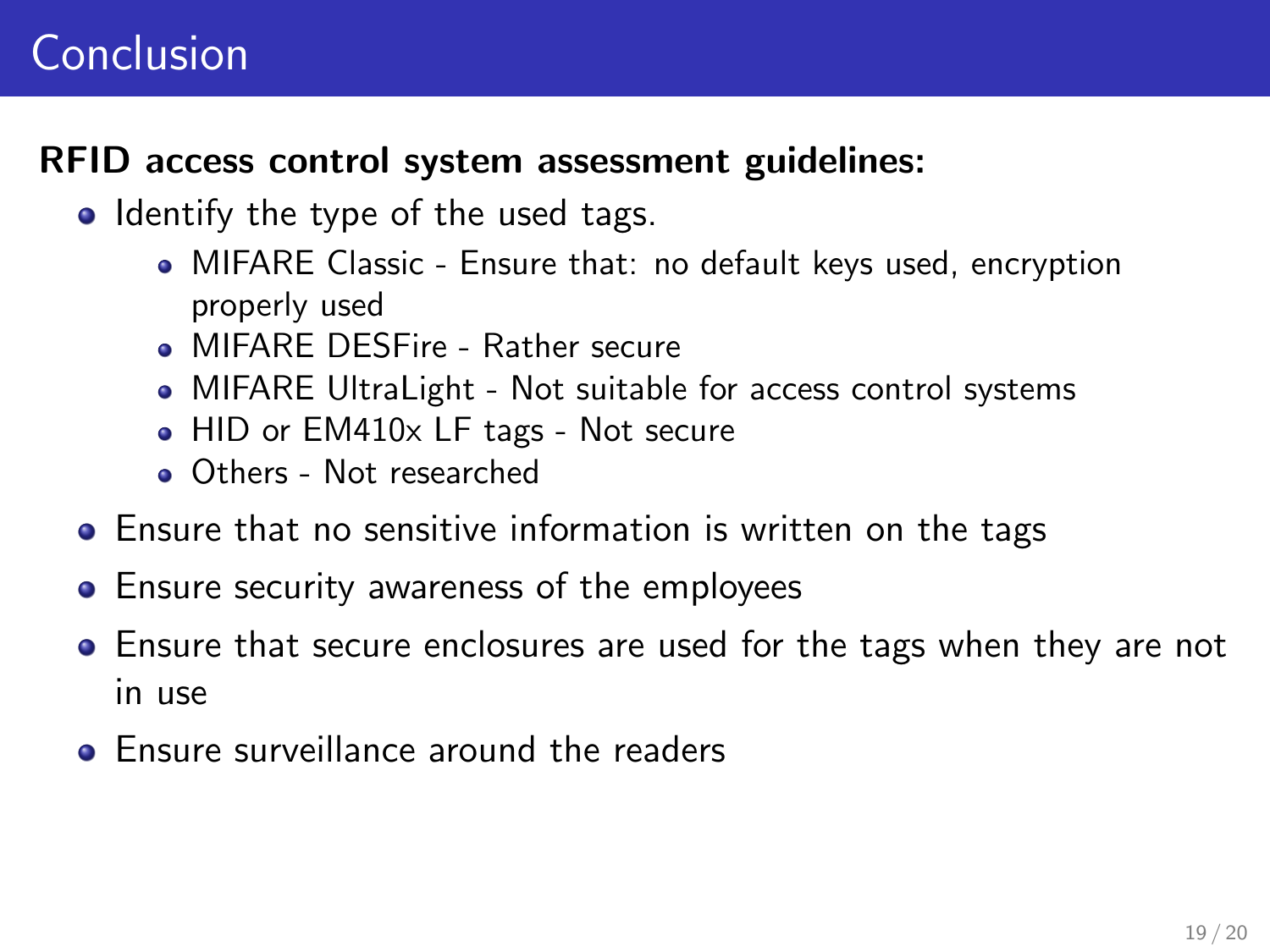# Conclusion

**RFID access control system assessment guidelines:**

- Identify the type of the used tags.
  - MIFARE Classic - Ensure that: no default keys used, encryption properly used
  - MIFARE DESFire - Rather secure
  - MIFARE UltraLight - Not suitable for access control systems
  - HID or EM410x LF tags - Not secure
  - Others - Not researched
- Ensure that no sensitive information is written on the tags
- Ensure security awareness of the employees
- Ensure that secure enclosures are used for the tags when they are not in use
- Ensure surveillance around the readers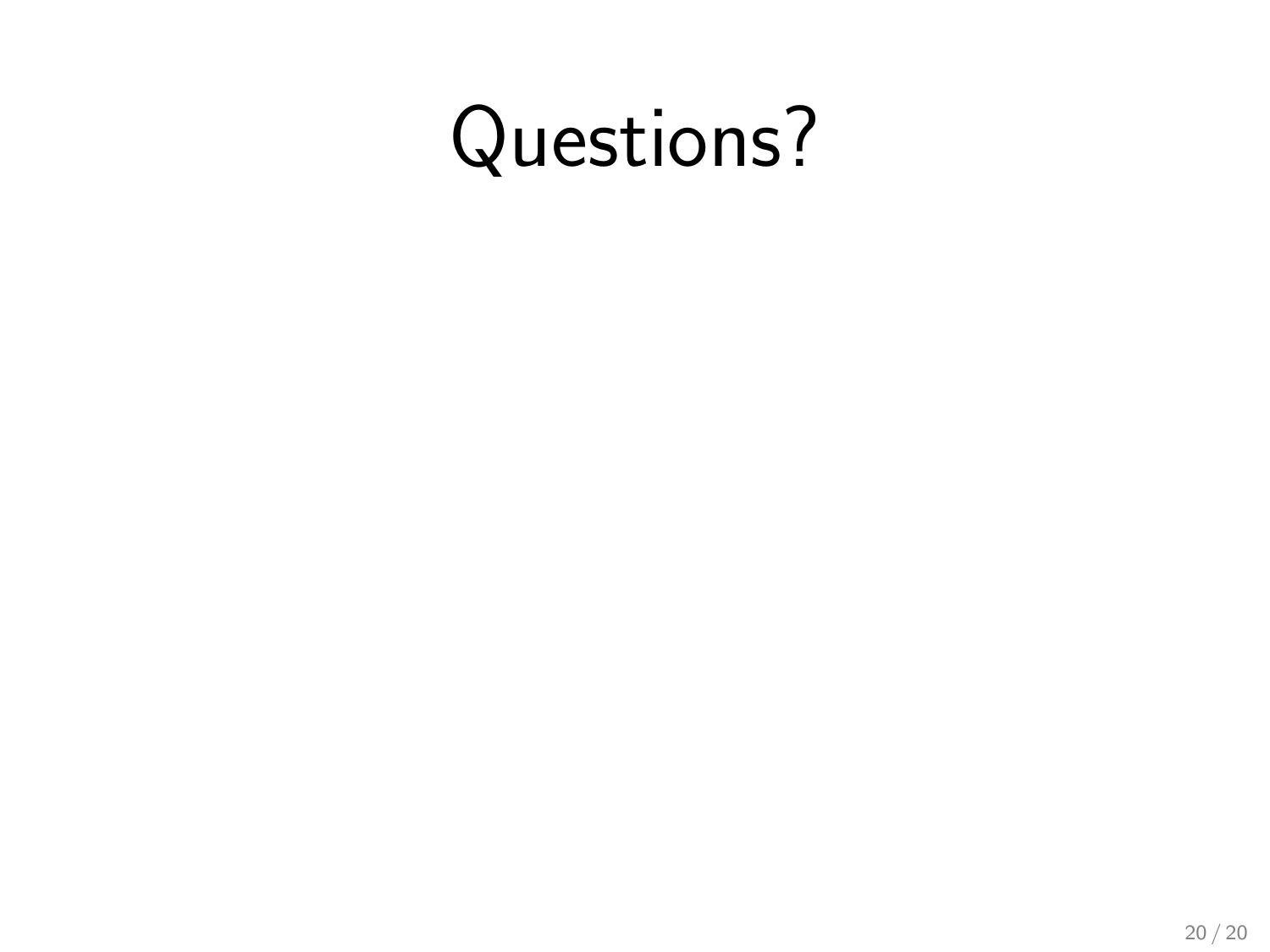# Questions?